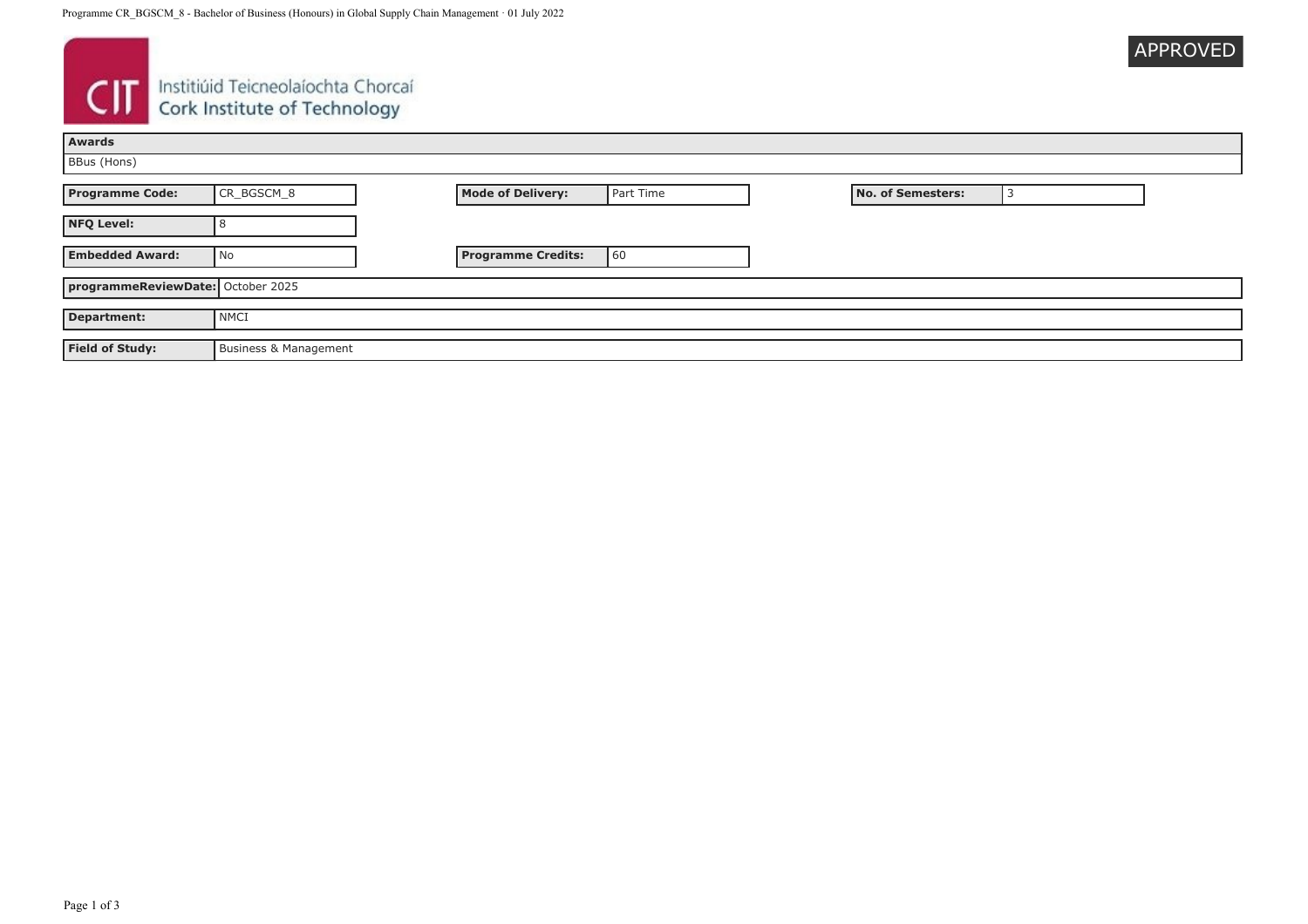Institiúid Teicneolaíochta Chorcaí
Cork Institute of Technology

APPROVED

| Awards |
| --- |
| BBus (Hons) |

| Programme Code: | CR_BGSCM_8 | Mode of Delivery: | Part Time | No. of Semesters: | 3 |
| --- | --- | --- | --- | --- | --- |
| NFQ Level: | 8 | | | | |
| Embedded Award: | No | Programme Credits: | 60 | | |

| programmeReviewDate: | October 2025 |
| --- | --- |
| Department: | NMCI |
| Field of Study: | Business & Management |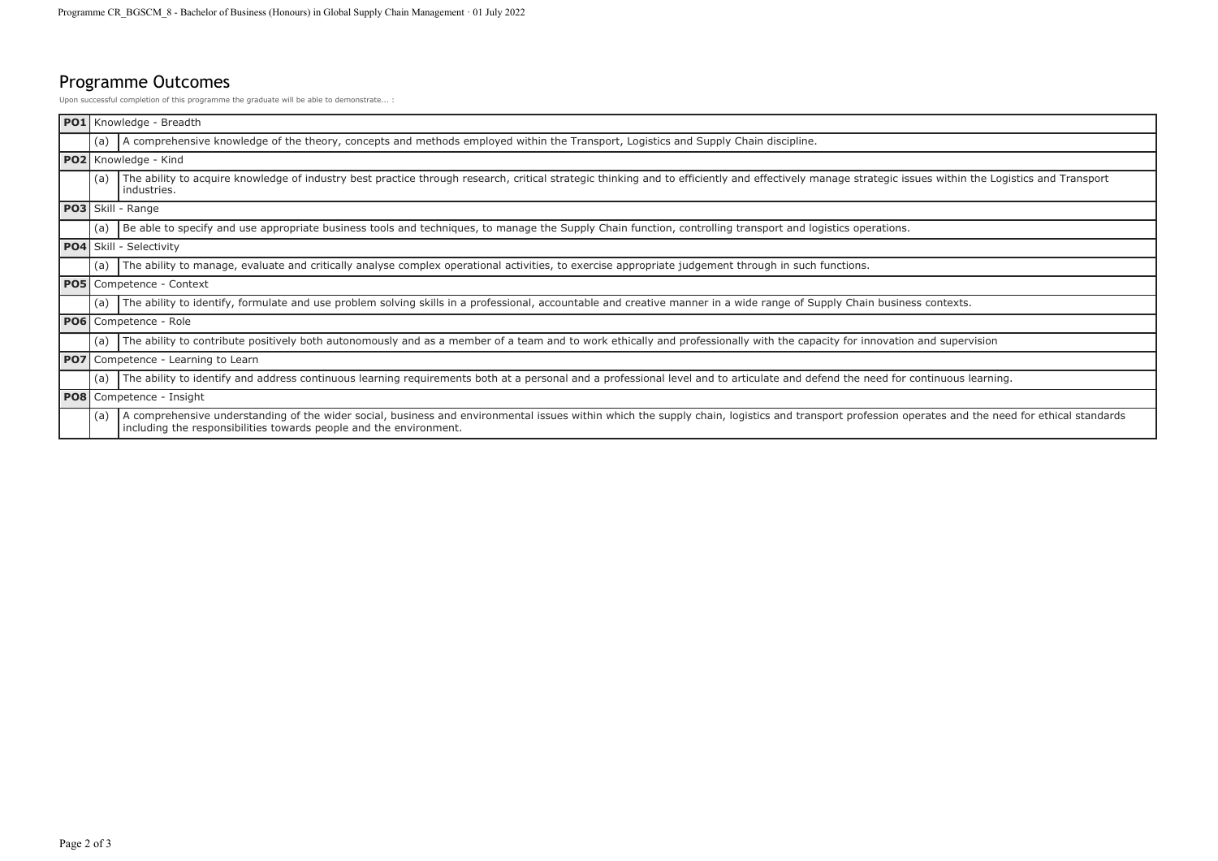## Programme Outcomes

Upon successful completion of this programme the graduate will be able to demonstrate... :

| | | |
|---|---|---|
| **PO1** | Knowledge - Breadth | |
| | (a) | A comprehensive knowledge of the theory, concepts and methods employed within the Transport, Logistics and Supply Chain discipline. |
| **PO2** | Knowledge - Kind | |
| | (a) | The ability to acquire knowledge of industry best practice through research, critical strategic thinking and to efficiently and effectively manage strategic issues within the Logistics and Transport industries. |
| **PO3** | Skill - Range | |
| | (a) | Be able to specify and use appropriate business tools and techniques, to manage the Supply Chain function, controlling transport and logistics operations. |
| **PO4** | Skill - Selectivity | |
| | (a) | The ability to manage, evaluate and critically analyse complex operational activities, to exercise appropriate judgement through in such functions. |
| **PO5** | Competence - Context | |
| | (a) | The ability to identify, formulate and use problem solving skills in a professional, accountable and creative manner in a wide range of Supply Chain business contexts. |
| **PO6** | Competence - Role | |
| | (a) | The ability to contribute positively both autonomously and as a member of a team and to work ethically and professionally with the capacity for innovation and supervision |
| **PO7** | Competence - Learning to Learn | |
| | (a) | The ability to identify and address continuous learning requirements both at a personal and a professional level and to articulate and defend the need for continuous learning. |
| **PO8** | Competence - Insight | |
| | (a) | A comprehensive understanding of the wider social, business and environmental issues within which the supply chain, logistics and transport profession operates and the need for ethical standards including the responsibilities towards people and the environment. |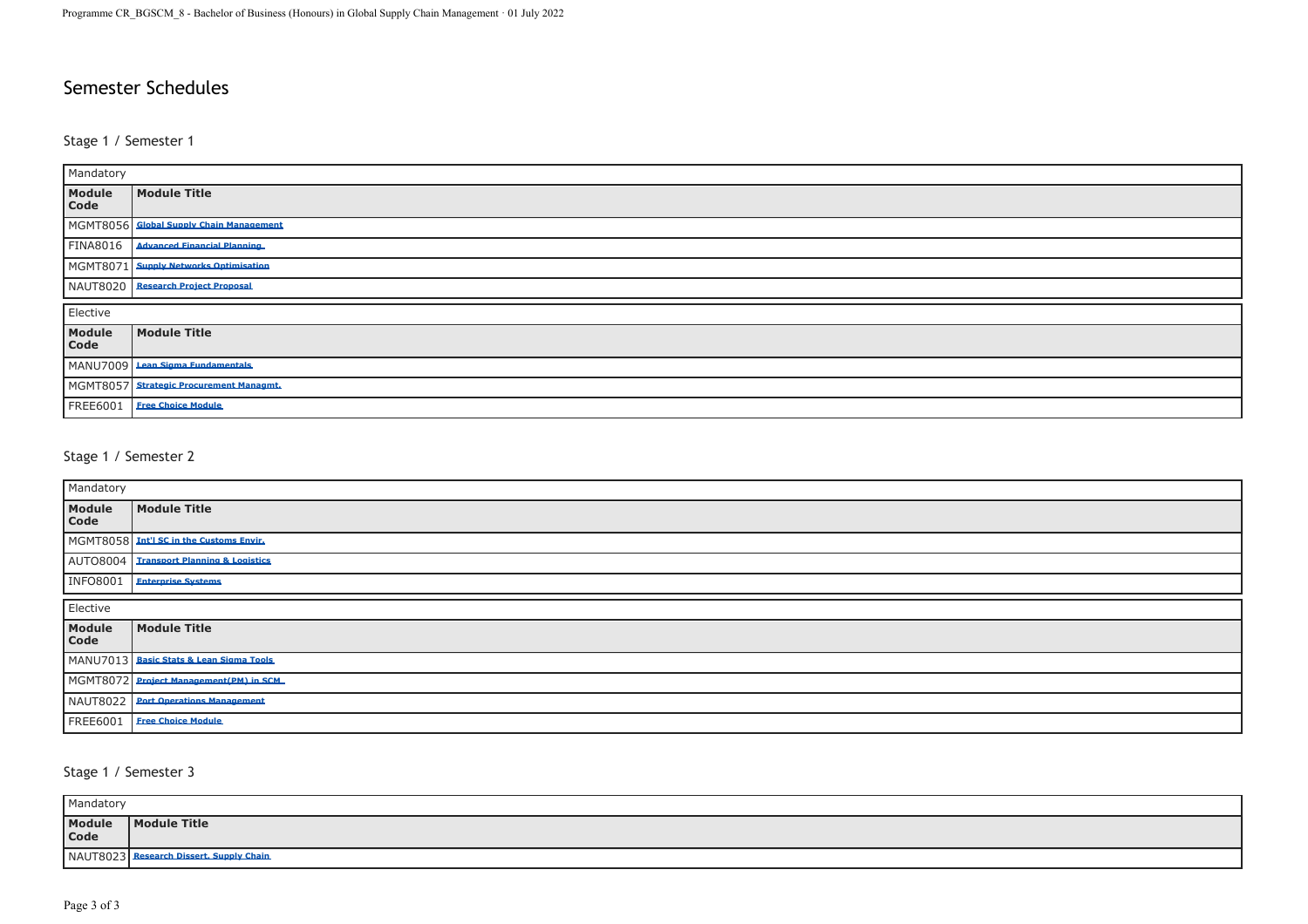# Semester Schedules

## Stage 1 / Semester 1

| Mandatory | |
|---|---|
| **Module Code** | **Module Title** |
| MGMT8056 | Global Supply Chain Management |
| FINA8016 | Advanced Financial Planning |
| MGMT8071 | Supply Networks Optimisation |
| NAUT8020 | Research Project Proposal |

| Elective | |
|---|---|
| **Module Code** | **Module Title** |
| MANU7009 | Lean Sigma Fundamentals |
| MGMT8057 | Strategic Procurement Managmt. |
| FREE6001 | Free Choice Module |

## Stage 1 / Semester 2

| Mandatory | |
|---|---|
| **Module Code** | **Module Title** |
| MGMT8058 | Int'l SC in the Customs Envir. |
| AUTO8004 | Transport Planning & Logistics |
| INFO8001 | Enterprise Systems |

| Elective | |
|---|---|
| **Module Code** | **Module Title** |
| MANU7013 | Basic Stats & Lean Sigma Tools |
| MGMT8072 | Project Management(PM) in SCM |
| NAUT8022 | Port Operations Management |
| FREE6001 | Free Choice Module |

## Stage 1 / Semester 3

| Mandatory | |
|---|---|
| **Module Code** | **Module Title** |
| NAUT8023 | Research Dissert. Supply Chain |